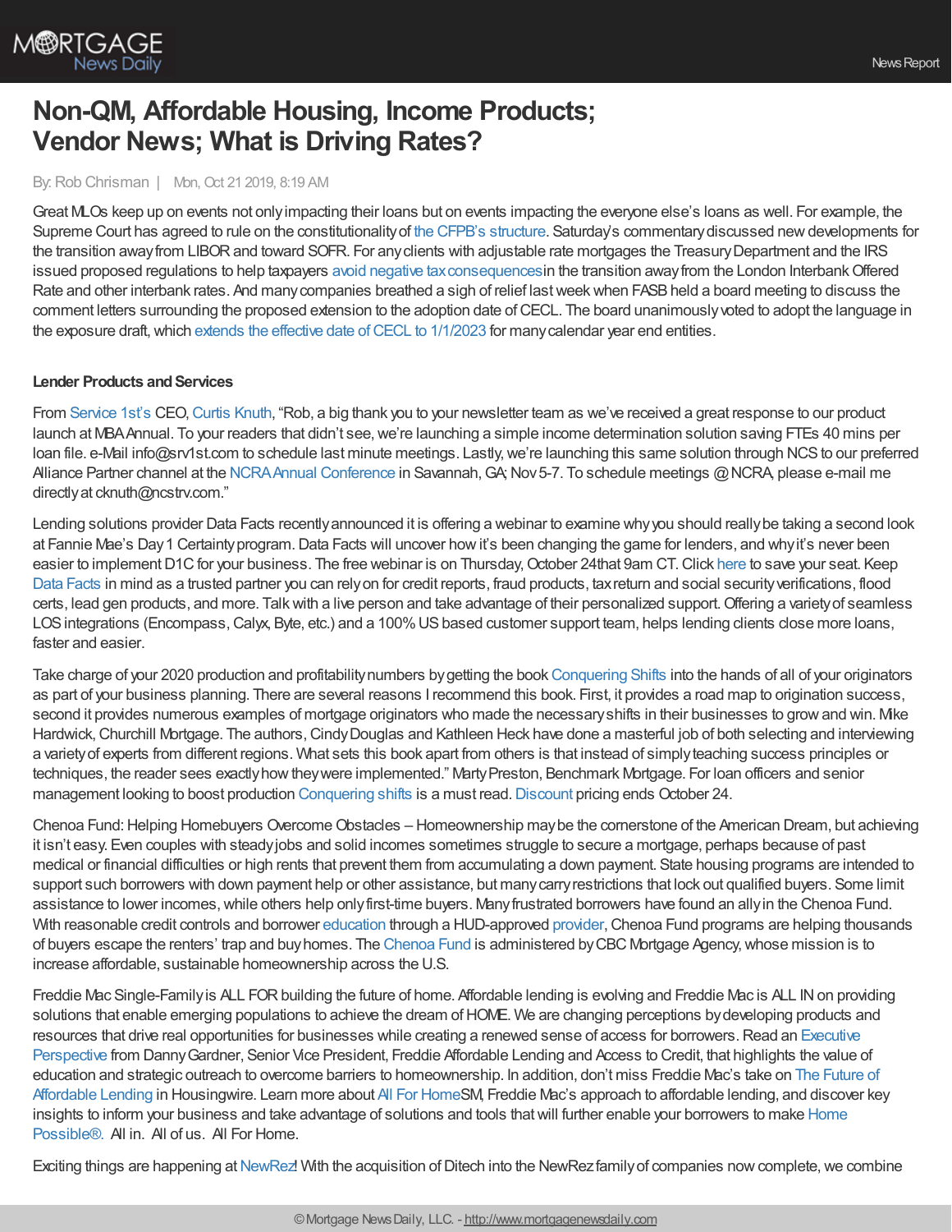# Non-QM, Affordable Housing, Income Products; Vendor News; What is Driving Rates?

By: Rob Chrisman | Mon, Oct 21 2019, 8:19 AM

Great MLOs keep up on events not only impacting their loans but on events impacting the everyone else's loans as well. For example, the Supreme Court has agreed to rule on the constitutionality of the CFPB's structure. Saturday's commentary discussed new developments for the transition away from LIBOR and toward SOFR. For any clients with adjustable rate mortgages the Treasury Department and the IRS issued proposed regulations to help taxpayers avoid negative tax consequencesin the transition away from the London Interbank Offered Rate and other interbank rates. And many companies breathed a sigh of relief last week when FASB held a board meeting to discuss the comment letters surrounding the proposed extension to the adoption date of CECL. The board unanimously voted to adopt the language in the exposure draft, which extends the effective date of CECL to 1/1/2023 for many calendar year end entities.

**Lender Products and Services**

From Service 1st's CEO, Curtis Knuth, "Rob, a big thank you to your newsletter team as we've received a great response to our product launch at MBA Annual. To your readers that didn't see, we're launching a simple income determination solution saving FTEs 40 mins per loan file. e-Mail info@srv1st.com to schedule last minute meetings. Lastly, we're launching this same solution through NCS to our preferred Alliance Partner channel at the NCRA Annual Conference in Savannah, GA; Nov 5-7. To schedule meetings @ NCRA, please e-mail me directly at cknuth@ncstrv.com."

Lending solutions provider Data Facts recently announced it is offering a webinar to examine why you should really be taking a second look at Fannie Mae's Day 1 Certainty program. Data Facts will uncover how it's been changing the game for lenders, and why it's never been easier to implement D1C for your business. The free webinar is on Thursday, October 24that 9am CT. Click here to save your seat. Keep Data Facts in mind as a trusted partner you can rely on for credit reports, fraud products, tax return and social security verifications, flood certs, lead gen products, and more. Talk with a live person and take advantage of their personalized support. Offering a variety of seamless LOS integrations (Encompass, Calyx, Byte, etc.) and a 100% US based customer support team, helps lending clients close more loans, faster and easier.

Take charge of your 2020 production and profitability numbers by getting the book Conquering Shifts into the hands of all of your originators as part of your business planning. There are several reasons I recommend this book. First, it provides a road map to origination success, second it provides numerous examples of mortgage originators who made the necessary shifts in their businesses to grow and win. Mike Hardwick, Churchill Mortgage. The authors, Cindy Douglas and Kathleen Heck have done a masterful job of both selecting and interviewing a variety of experts from different regions. What sets this book apart from others is that instead of simply teaching success principles or techniques, the reader sees exactly how they were implemented." Marty Preston, Benchmark Mortgage. For loan officers and senior management looking to boost production Conquering shifts is a must read. Discount pricing ends October 24.

Chenoa Fund: Helping Homebuyers Overcome Obstacles – Homeownership may be the cornerstone of the American Dream, but achieving it isn't easy. Even couples with steady jobs and solid incomes sometimes struggle to secure a mortgage, perhaps because of past medical or financial difficulties or high rents that prevent them from accumulating a down payment. State housing programs are intended to support such borrowers with down payment help or other assistance, but many carry restrictions that lock out qualified buyers. Some limit assistance to lower incomes, while others help only first-time buyers. Many frustrated borrowers have found an ally in the Chenoa Fund. With reasonable credit controls and borrower education through a HUD-approved provider, Chenoa Fund programs are helping thousands of buyers escape the renters' trap and buy homes. The Chenoa Fund is administered by CBC Mortgage Agency, whose mission is to increase affordable, sustainable homeownership across the U.S.

Freddie Mac Single-Family is ALL FOR building the future of home. Affordable lending is evolving and Freddie Mac is ALL IN on providing solutions that enable emerging populations to achieve the dream of HOME. We are changing perceptions by developing products and resources that drive real opportunities for businesses while creating a renewed sense of access for borrowers. Read an Executive Perspective from Danny Gardner, Senior Vice President, Freddie Affordable Lending and Access to Credit, that highlights the value of education and strategic outreach to overcome barriers to homeownership. In addition, don't miss Freddie Mac's take on The Future of Affordable Lending in Housingwire. Learn more about All For HomeSM, Freddie Mac's approach to affordable lending, and discover key insights to inform your business and take advantage of solutions and tools that will further enable your borrowers to make Home Possible®. All in. All of us. All For Home.

Exciting things are happening at NewRez! With the acquisition of Ditech into the NewRez family of companies now complete, we combine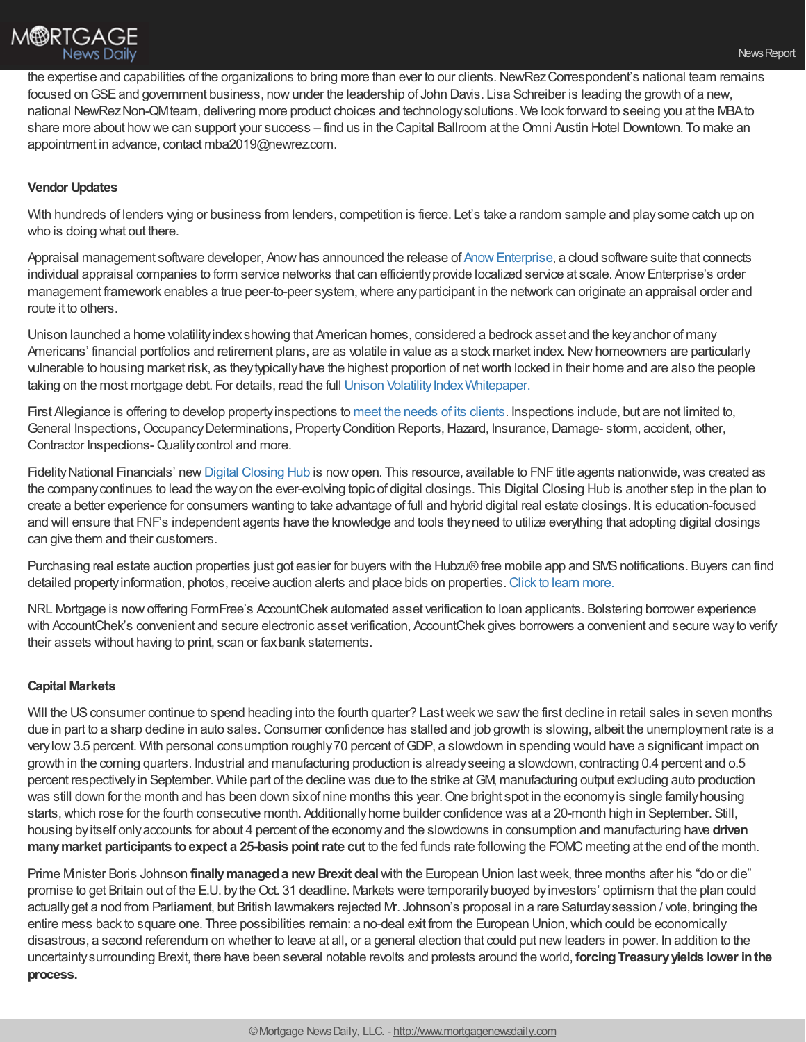the expertise and capabilities of the organizations to bring more than ever to our clients. NewRez Correspondent's national team remains focused on GSE and government business, now under the leadership of John Davis. Lisa Schreiber is leading the growth of a new, national NewRez Non-QM team, delivering more product choices and technology solutions. We look forward to seeing you at the MBA to share more about how we can support your success – find us in the Capital Ballroom at the Omni Austin Hotel Downtown. To make an appointment in advance, contact mba2019@newrez.com.

**Vendor Updates**

With hundreds of lenders vying or business from lenders, competition is fierce. Let's take a random sample and play some catch up on who is doing what out there.

Appraisal management software developer, Anow has announced the release of Anow Enterprise, a cloud software suite that connects individual appraisal companies to form service networks that can efficiently provide localized service at scale. Anow Enterprise's order management framework enables a true peer-to-peer system, where any participant in the network can originate an appraisal order and route it to others.

Unison launched a home volatility index showing that American homes, considered a bedrock asset and the key anchor of many Americans' financial portfolios and retirement plans, are as volatile in value as a stock market index. New homeowners are particularly vulnerable to housing market risk, as they typically have the highest proportion of net worth locked in their home and are also the people taking on the most mortgage debt. For details, read the full Unison Volatility Index Whitepaper.

First Allegiance is offering to develop property inspections to meet the needs of its clients. Inspections include, but are not limited to, General Inspections, Occupancy Determinations, Property Condition Reports, Hazard, Insurance, Damage- storm, accident, other, Contractor Inspections- Quality control and more.

Fidelity National Financials' new Digital Closing Hub is now open. This resource, available to FNF title agents nationwide, was created as the company continues to lead the way on the ever-evolving topic of digital closings. This Digital Closing Hub is another step in the plan to create a better experience for consumers wanting to take advantage of full and hybrid digital real estate closings. It is education-focused and will ensure that FNF's independent agents have the knowledge and tools they need to utilize everything that adopting digital closings can give them and their customers.

Purchasing real estate auction properties just got easier for buyers with the Hubzu® free mobile app and SMS notifications. Buyers can find detailed property information, photos, receive auction alerts and place bids on properties. Click to learn more.

NRL Mortgage is now offering FormFree's AccountChek automated asset verification to loan applicants. Bolstering borrower experience with AccountChek's convenient and secure electronic asset verification, AccountChek gives borrowers a convenient and secure way to verify their assets without having to print, scan or fax bank statements.

**Capital Markets**

Will the US consumer continue to spend heading into the fourth quarter? Last week we saw the first decline in retail sales in seven months due in part to a sharp decline in auto sales. Consumer confidence has stalled and job growth is slowing, albeit the unemployment rate is a very low 3.5 percent. With personal consumption roughly 70 percent of GDP, a slowdown in spending would have a significant impact on growth in the coming quarters. Industrial and manufacturing production is already seeing a slowdown, contracting 0.4 percent and o.5 percent respectively in September. While part of the decline was due to the strike at GM, manufacturing output excluding auto production was still down for the month and has been down six of nine months this year. One bright spot in the economy is single family housing starts, which rose for the fourth consecutive month. Additionally home builder confidence was at a 20-month high in September. Still, housing by itself only accounts for about 4 percent of the economy and the slowdowns in consumption and manufacturing have **driven many market participants to expect a 25-basis point rate cut** to the fed funds rate following the FOMC meeting at the end of the month.

Prime Minister Boris Johnson **finally managed a new Brexit deal** with the European Union last week, three months after his "do or die" promise to get Britain out of the E.U. by the Oct. 31 deadline. Markets were temporarily buoyed by investors' optimism that the plan could actually get a nod from Parliament, but British lawmakers rejected Mr. Johnson's proposal in a rare Saturday session / vote, bringing the entire mess back to square one. Three possibilities remain: a no-deal exit from the European Union, which could be economically disastrous, a second referendum on whether to leave at all, or a general election that could put new leaders in power. In addition to the uncertainty surrounding Brexit, there have been several notable revolts and protests around the world, **forcing Treasury yields lower in the process.**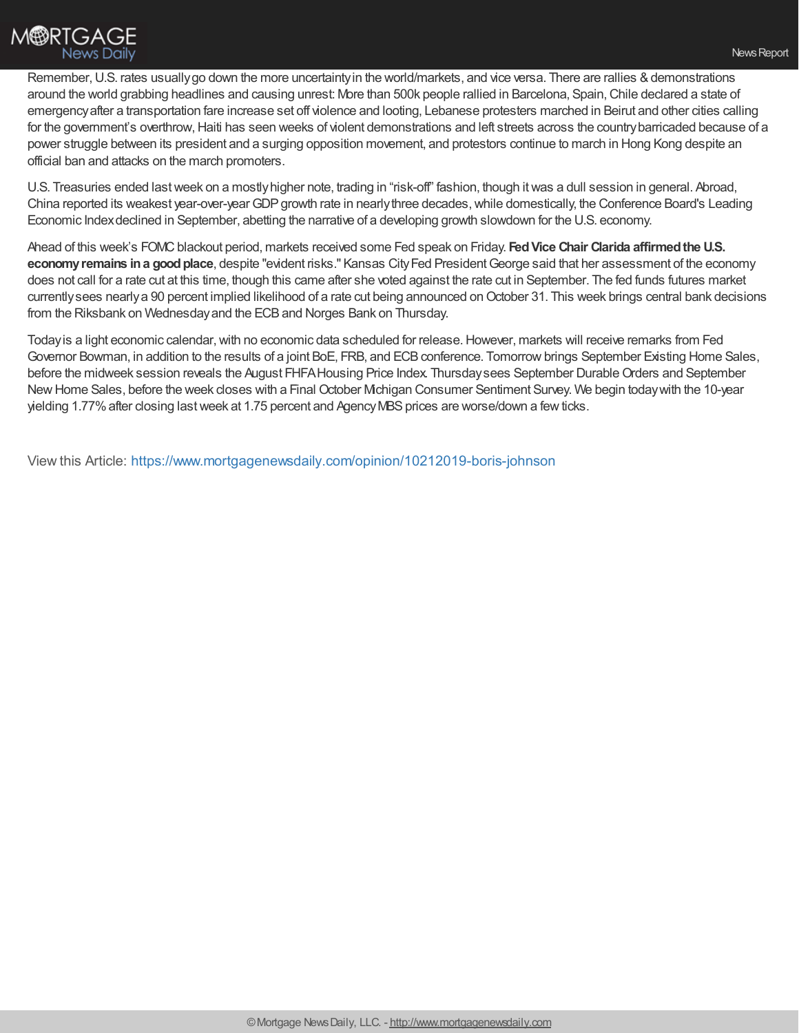Remember, U.S. rates usually go down the more uncertainty in the world/markets, and vice versa. There are rallies & demonstrations around the world grabbing headlines and causing unrest: More than 500k people rallied in Barcelona, Spain, Chile declared a state of emergency after a transportation fare increase set off violence and looting, Lebanese protesters marched in Beirut and other cities calling for the government's overthrow, Haiti has seen weeks of violent demonstrations and left streets across the country barricaded because of a power struggle between its president and a surging opposition movement, and protestors continue to march in Hong Kong despite an official ban and attacks on the march promoters.

U.S. Treasuries ended last week on a mostly higher note, trading in "risk-off" fashion, though it was a dull session in general. Abroad, China reported its weakest year-over-year GDP growth rate in nearly three decades, while domestically, the Conference Board's Leading Economic Index declined in September, abetting the narrative of a developing growth slowdown for the U.S. economy.

Ahead of this week's FOMC blackout period, markets received some Fed speak on Friday. **Fed Vice Chair Clarida affirmed the U.S. economy remains in a good place**, despite "evident risks." Kansas City Fed President George said that her assessment of the economy does not call for a rate cut at this time, though this came after she voted against the rate cut in September. The fed funds futures market currently sees nearly a 90 percent implied likelihood of a rate cut being announced on October 31. This week brings central bank decisions from the Riksbank on Wednesday and the ECB and Norges Bank on Thursday.

Today is a light economic calendar, with no economic data scheduled for release. However, markets will receive remarks from Fed Governor Bowman, in addition to the results of a joint BoE, FRB, and ECB conference. Tomorrow brings September Existing Home Sales, before the midweek session reveals the August FHFA Housing Price Index. Thursday sees September Durable Orders and September New Home Sales, before the week closes with a Final October Michigan Consumer Sentiment Survey. We begin today with the 10-year yielding 1.77% after closing last week at 1.75 percent and Agency MBS prices are worse/down a few ticks.

View this Article: https://www.mortgagenewsdaily.com/opinion/10212019-boris-johnson